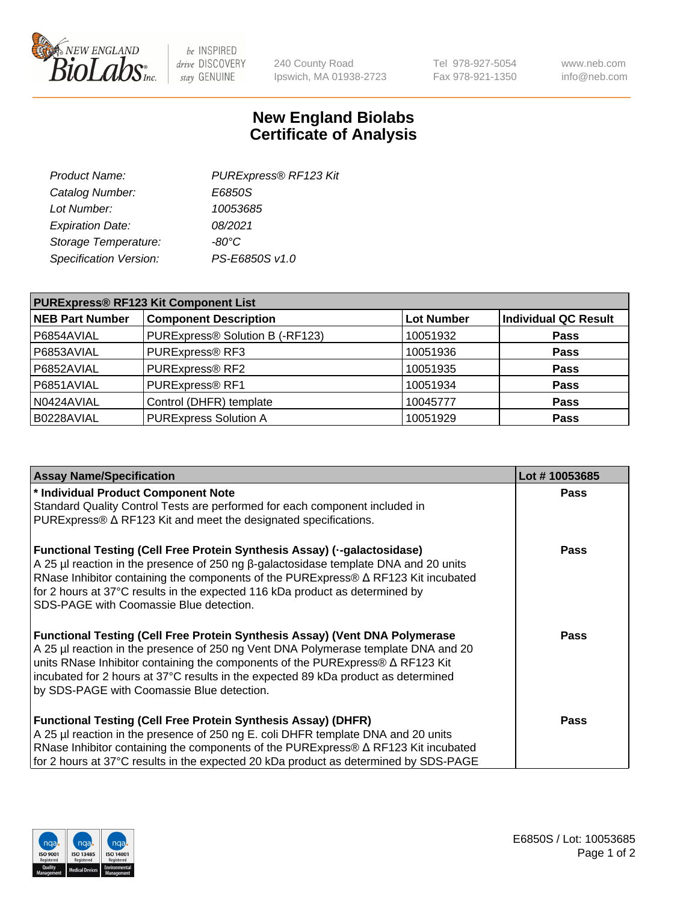New England Biolabs Inc. — be INSPIRED drive DISCOVERY stay GENUINE

240 County Road
Ipswich, MA 01938-2723

Tel 978-927-5054
Fax 978-921-1350

www.neb.com
info@neb.com

# New England Biolabs Certificate of Analysis

| | |
|---|---|
| *Product Name:* | *PURExpress® RF123 Kit* |
| *Catalog Number:* | *E6850S* |
| *Lot Number:* | *10053685* |
| *Expiration Date:* | *08/2021* |
| *Storage Temperature:* | *-80°C* |
| *Specification Version:* | *PS-E6850S v1.0* |

**PURExpress® RF123 Kit Component List**

| NEB Part Number | Component Description | Lot Number | Individual QC Result |
|---|---|---|---|
| P6854AVIAL | PURExpress® Solution B (-RF123) | 10051932 | **Pass** |
| P6853AVIAL | PURExpress® RF3 | 10051936 | **Pass** |
| P6852AVIAL | PURExpress® RF2 | 10051935 | **Pass** |
| P6851AVIAL | PURExpress® RF1 | 10051934 | **Pass** |
| N0424AVIAL | Control (DHFR) template | 10045777 | **Pass** |
| B0228AVIAL | PURExpress Solution A | 10051929 | **Pass** |

| Assay Name/Specification | Lot # 10053685 |
|---|---|
| **\* Individual Product Component Note**<br>Standard Quality Control Tests are performed for each component included in PURExpress® Δ RF123 Kit and meet the designated specifications. | **Pass** |
| **Functional Testing (Cell Free Protein Synthesis Assay) (·-galactosidase)**<br>A 25 µl reaction in the presence of 250 ng β-galactosidase template DNA and 20 units RNase Inhibitor containing the components of the PURExpress® Δ RF123 Kit incubated for 2 hours at 37°C results in the expected 116 kDa product as determined by SDS-PAGE with Coomassie Blue detection. | **Pass** |
| **Functional Testing (Cell Free Protein Synthesis Assay) (Vent DNA Polymerase**<br>A 25 µl reaction in the presence of 250 ng Vent DNA Polymerase template DNA and 20 units RNase Inhibitor containing the components of the PURExpress® Δ RF123 Kit incubated for 2 hours at 37°C results in the expected 89 kDa product as determined by SDS-PAGE with Coomassie Blue detection. | **Pass** |
| **Functional Testing (Cell Free Protein Synthesis Assay) (DHFR)**<br>A 25 µl reaction in the presence of 250 ng E. coli DHFR template DNA and 20 units RNase Inhibitor containing the components of the PURExpress® Δ RF123 Kit incubated for 2 hours at 37°C results in the expected 20 kDa product as determined by SDS-PAGE | **Pass** |

E6850S / Lot: 10053685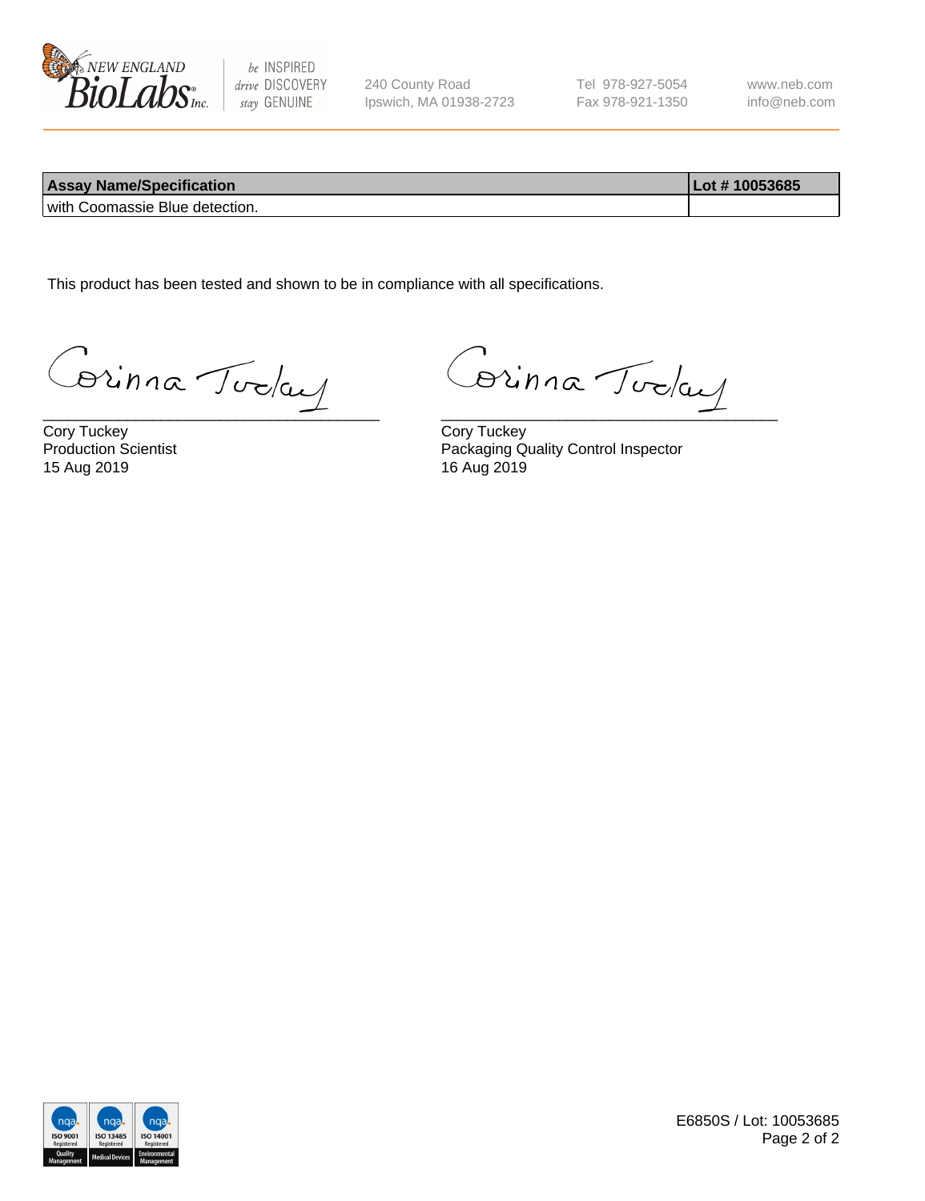| Assay Name/Specification | Lot # 10053685 |
|---|---|
| with Coomassie Blue detection. | |

This product has been tested and shown to be in compliance with all specifications.

Cory Tuckey
Production Scientist
15 Aug 2019

Cory Tuckey
Packaging Quality Control Inspector
16 Aug 2019

E6850S / Lot: 10053685